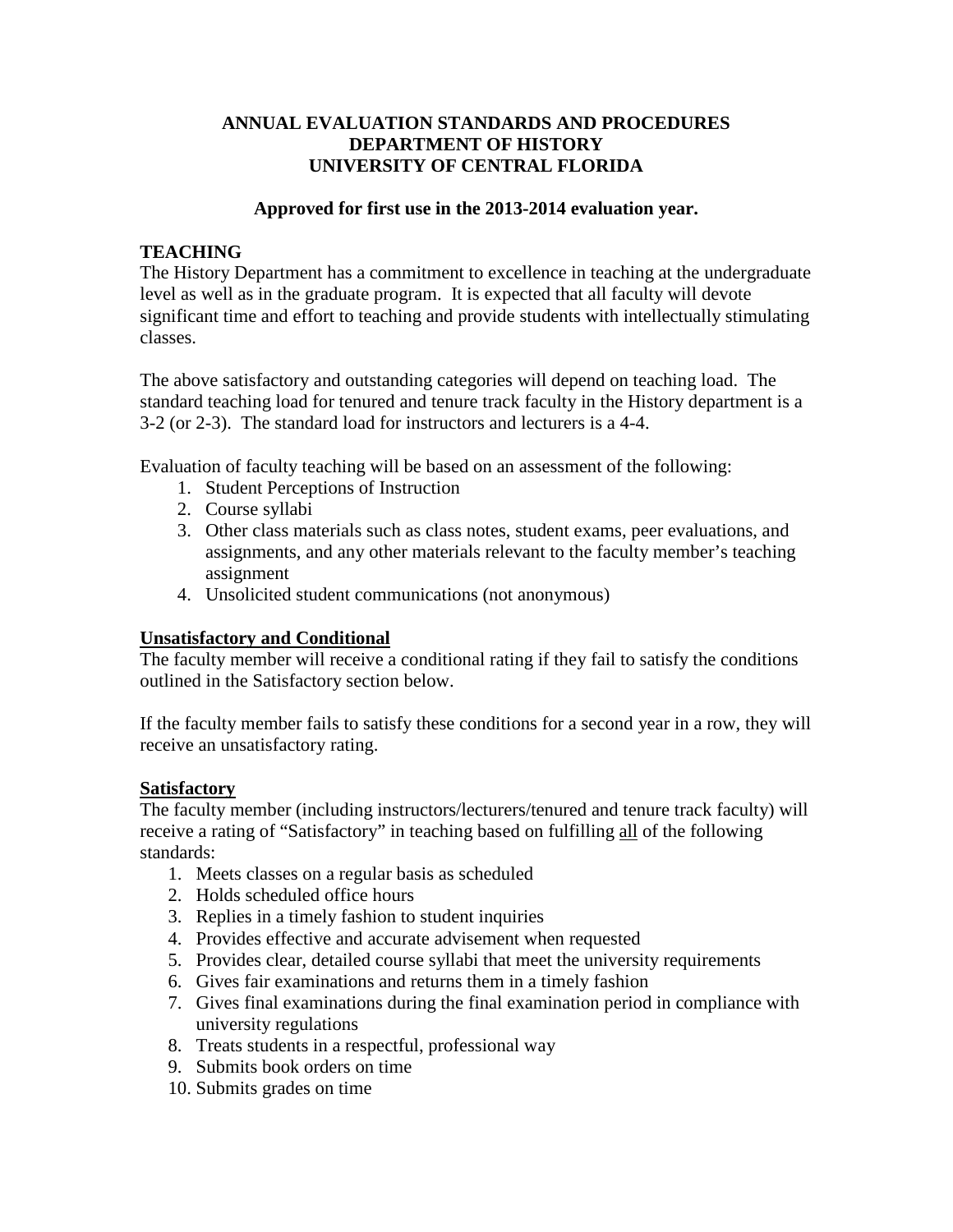# ANNUAL EVALUATION STANDARDS AND PROCEDURES
# DEPARTMENT OF HISTORY
# UNIVERSITY OF CENTRAL FLORIDA

**Approved for first use in the 2013-2014 evaluation year.**

## TEACHING

The History Department has a commitment to excellence in teaching at the undergraduate level as well as in the graduate program. It is expected that all faculty will devote significant time and effort to teaching and provide students with intellectually stimulating classes.

The above satisfactory and outstanding categories will depend on teaching load. The standard teaching load for tenured and tenure track faculty in the History department is a 3-2 (or 2-3). The standard load for instructors and lecturers is a 4-4.

Evaluation of faculty teaching will be based on an assessment of the following:

1. Student Perceptions of Instruction
2. Course syllabi
3. Other class materials such as class notes, student exams, peer evaluations, and assignments, and any other materials relevant to the faculty member's teaching assignment
4. Unsolicited student communications (not anonymous)

### Unsatisfactory and Conditional

The faculty member will receive a conditional rating if they fail to satisfy the conditions outlined in the Satisfactory section below.

If the faculty member fails to satisfy these conditions for a second year in a row, they will receive an unsatisfactory rating.

### Satisfactory

The faculty member (including instructors/lecturers/tenured and tenure track faculty) will receive a rating of "Satisfactory" in teaching based on fulfilling all of the following standards:

1. Meets classes on a regular basis as scheduled
2. Holds scheduled office hours
3. Replies in a timely fashion to student inquiries
4. Provides effective and accurate advisement when requested
5. Provides clear, detailed course syllabi that meet the university requirements
6. Gives fair examinations and returns them in a timely fashion
7. Gives final examinations during the final examination period in compliance with university regulations
8. Treats students in a respectful, professional way
9. Submits book orders on time
10. Submits grades on time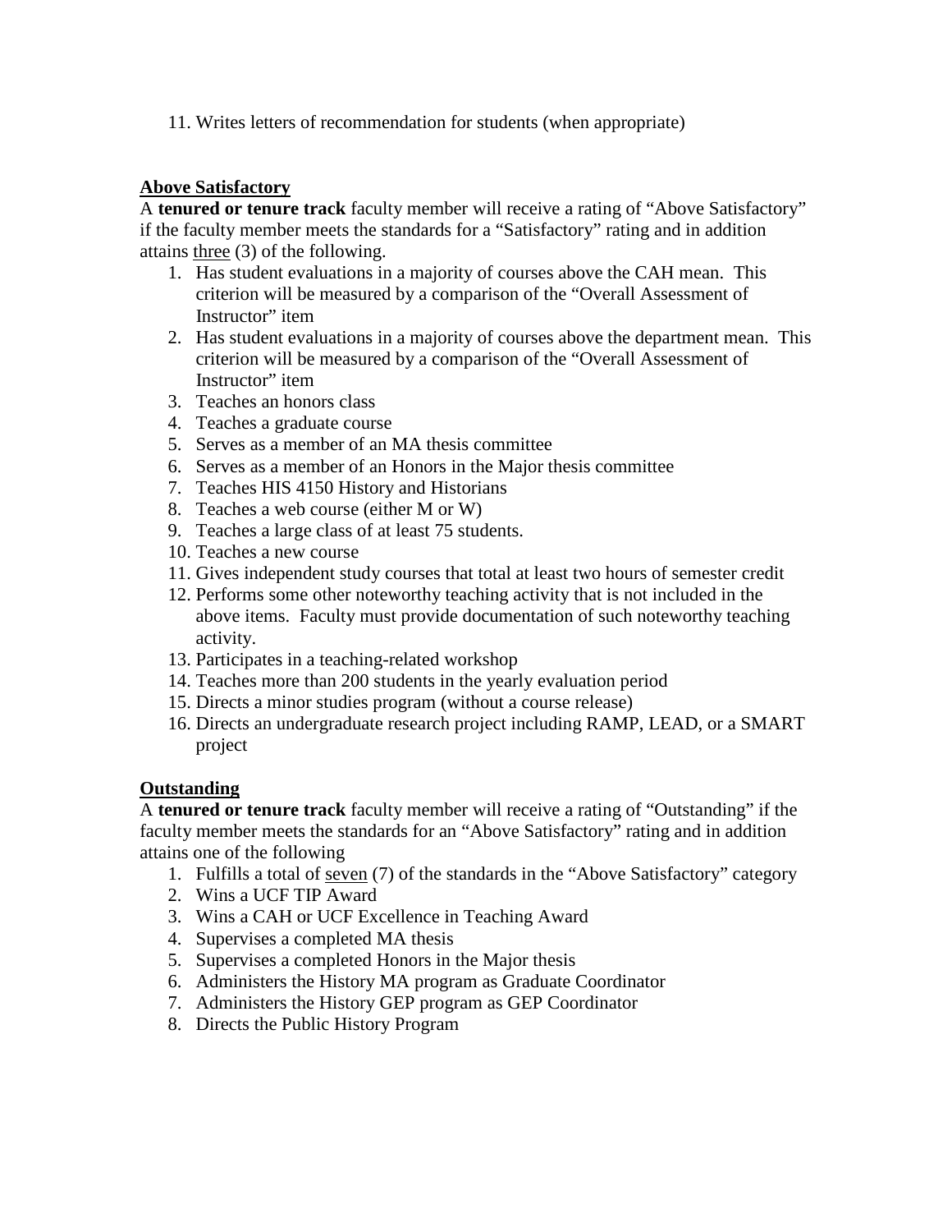11. Writes letters of recommendation for students (when appropriate)

**Above Satisfactory**

A **tenured or tenure track** faculty member will receive a rating of "Above Satisfactory" if the faculty member meets the standards for a "Satisfactory" rating and in addition attains three (3) of the following.

1. Has student evaluations in a majority of courses above the CAH mean. This criterion will be measured by a comparison of the "Overall Assessment of Instructor" item
2. Has student evaluations in a majority of courses above the department mean. This criterion will be measured by a comparison of the "Overall Assessment of Instructor" item
3. Teaches an honors class
4. Teaches a graduate course
5. Serves as a member of an MA thesis committee
6. Serves as a member of an Honors in the Major thesis committee
7. Teaches HIS 4150 History and Historians
8. Teaches a web course (either M or W)
9. Teaches a large class of at least 75 students.
10. Teaches a new course
11. Gives independent study courses that total at least two hours of semester credit
12. Performs some other noteworthy teaching activity that is not included in the above items. Faculty must provide documentation of such noteworthy teaching activity.
13. Participates in a teaching-related workshop
14. Teaches more than 200 students in the yearly evaluation period
15. Directs a minor studies program (without a course release)
16. Directs an undergraduate research project including RAMP, LEAD, or a SMART project

**Outstanding**

A **tenured or tenure track** faculty member will receive a rating of "Outstanding" if the faculty member meets the standards for an "Above Satisfactory" rating and in addition attains one of the following

1. Fulfills a total of seven (7) of the standards in the "Above Satisfactory" category
2. Wins a UCF TIP Award
3. Wins a CAH or UCF Excellence in Teaching Award
4. Supervises a completed MA thesis
5. Supervises a completed Honors in the Major thesis
6. Administers the History MA program as Graduate Coordinator
7. Administers the History GEP program as GEP Coordinator
8. Directs the Public History Program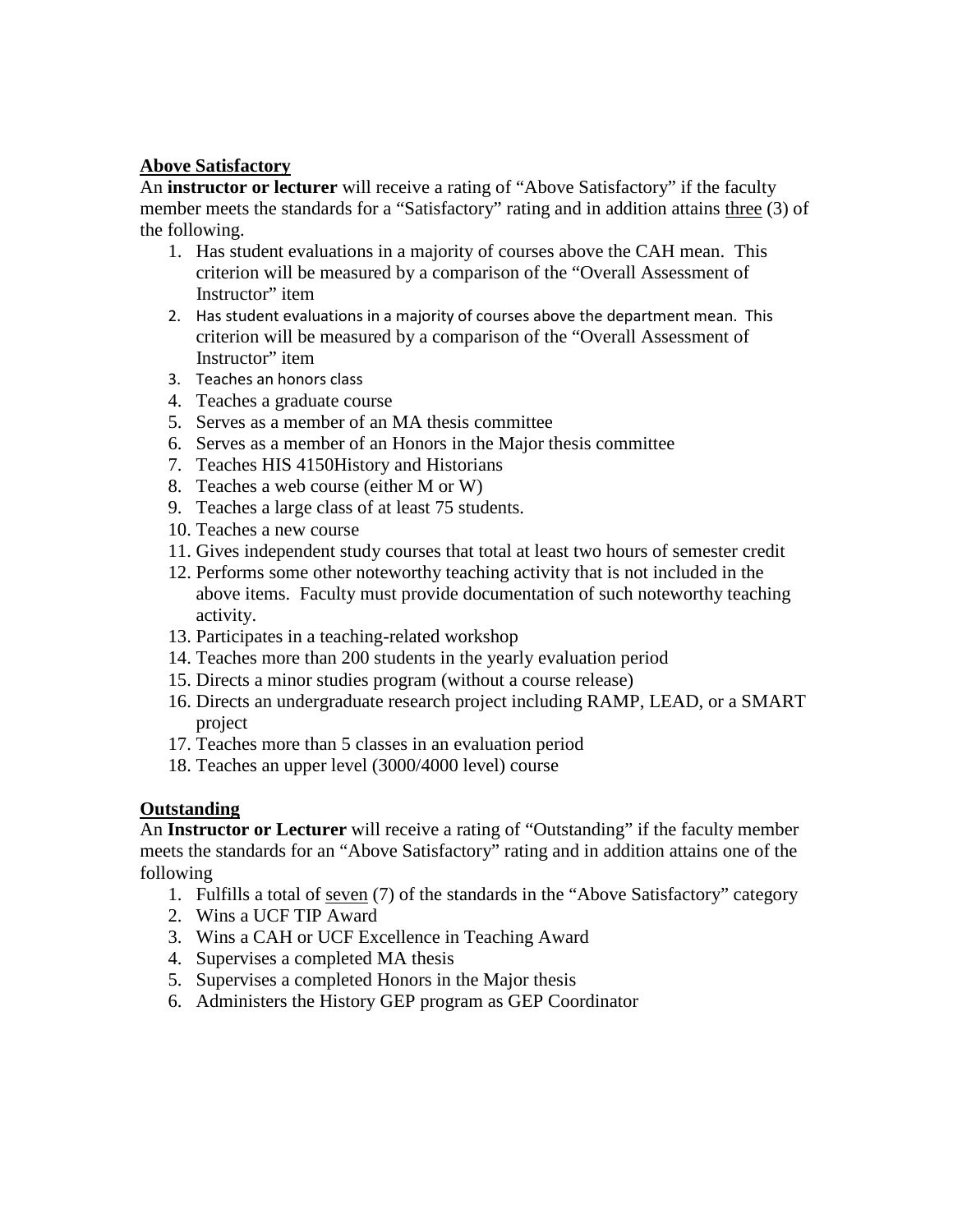**<u>Above Satisfactory</u>**

An **instructor or lecturer** will receive a rating of "Above Satisfactory" if the faculty member meets the standards for a "Satisfactory" rating and in addition attains <u>three</u> (3) of the following.

1. Has student evaluations in a majority of courses above the CAH mean. This criterion will be measured by a comparison of the "Overall Assessment of Instructor" item
2. Has student evaluations in a majority of courses above the department mean. This criterion will be measured by a comparison of the "Overall Assessment of Instructor" item
3. Teaches an honors class
4. Teaches a graduate course
5. Serves as a member of an MA thesis committee
6. Serves as a member of an Honors in the Major thesis committee
7. Teaches HIS 4150History and Historians
8. Teaches a web course (either M or W)
9. Teaches a large class of at least 75 students.
10. Teaches a new course
11. Gives independent study courses that total at least two hours of semester credit
12. Performs some other noteworthy teaching activity that is not included in the above items. Faculty must provide documentation of such noteworthy teaching activity.
13. Participates in a teaching-related workshop
14. Teaches more than 200 students in the yearly evaluation period
15. Directs a minor studies program (without a course release)
16. Directs an undergraduate research project including RAMP, LEAD, or a SMART project
17. Teaches more than 5 classes in an evaluation period
18. Teaches an upper level (3000/4000 level) course

**<u>Outstanding</u>**

An **Instructor or Lecturer** will receive a rating of "Outstanding" if the faculty member meets the standards for an "Above Satisfactory" rating and in addition attains one of the following

1. Fulfills a total of <u>seven</u> (7) of the standards in the "Above Satisfactory" category
2. Wins a UCF TIP Award
3. Wins a CAH or UCF Excellence in Teaching Award
4. Supervises a completed MA thesis
5. Supervises a completed Honors in the Major thesis
6. Administers the History GEP program as GEP Coordinator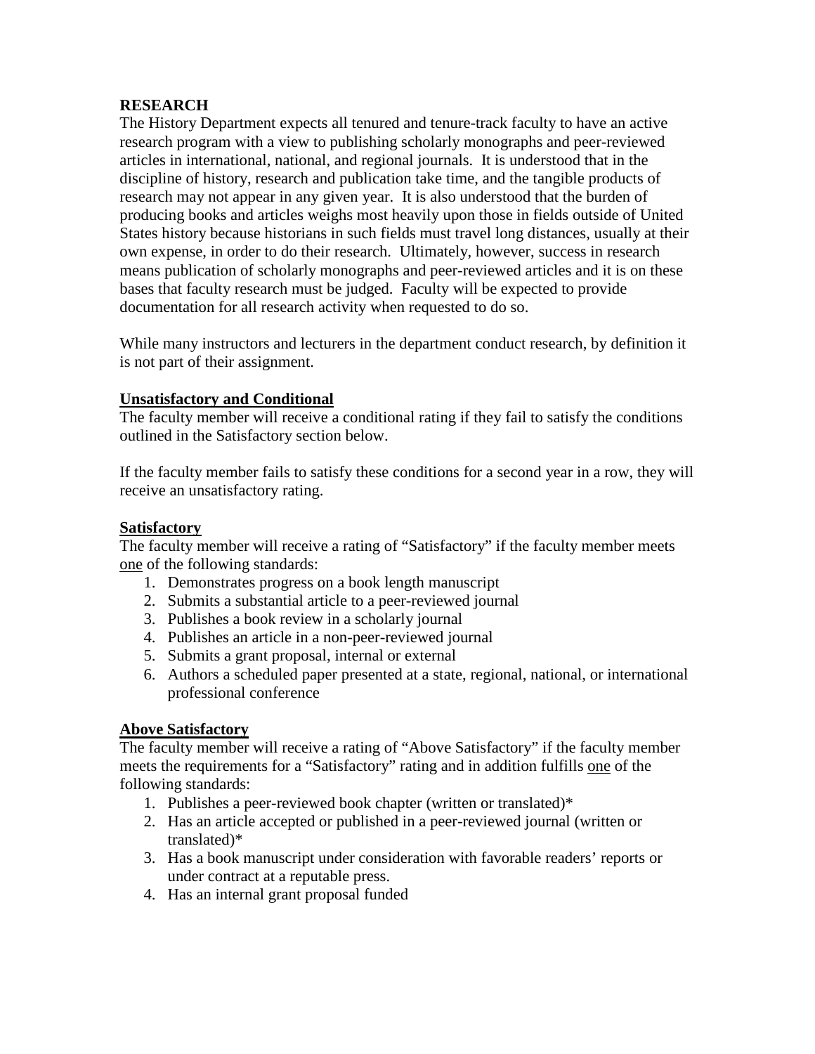**RESEARCH**

The History Department expects all tenured and tenure-track faculty to have an active research program with a view to publishing scholarly monographs and peer-reviewed articles in international, national, and regional journals. It is understood that in the discipline of history, research and publication take time, and the tangible products of research may not appear in any given year. It is also understood that the burden of producing books and articles weighs most heavily upon those in fields outside of United States history because historians in such fields must travel long distances, usually at their own expense, in order to do their research. Ultimately, however, success in research means publication of scholarly monographs and peer-reviewed articles and it is on these bases that faculty research must be judged. Faculty will be expected to provide documentation for all research activity when requested to do so.

While many instructors and lecturers in the department conduct research, by definition it is not part of their assignment.

**Unsatisfactory and Conditional**

The faculty member will receive a conditional rating if they fail to satisfy the conditions outlined in the Satisfactory section below.

If the faculty member fails to satisfy these conditions for a second year in a row, they will receive an unsatisfactory rating.

**Satisfactory**

The faculty member will receive a rating of "Satisfactory" if the faculty member meets one of the following standards:

1. Demonstrates progress on a book length manuscript
2. Submits a substantial article to a peer-reviewed journal
3. Publishes a book review in a scholarly journal
4. Publishes an article in a non-peer-reviewed journal
5. Submits a grant proposal, internal or external
6. Authors a scheduled paper presented at a state, regional, national, or international professional conference

**Above Satisfactory**

The faculty member will receive a rating of "Above Satisfactory" if the faculty member meets the requirements for a "Satisfactory" rating and in addition fulfills one of the following standards:

1. Publishes a peer-reviewed book chapter (written or translated)*
2. Has an article accepted or published in a peer-reviewed journal (written or translated)*
3. Has a book manuscript under consideration with favorable readers' reports or under contract at a reputable press.
4. Has an internal grant proposal funded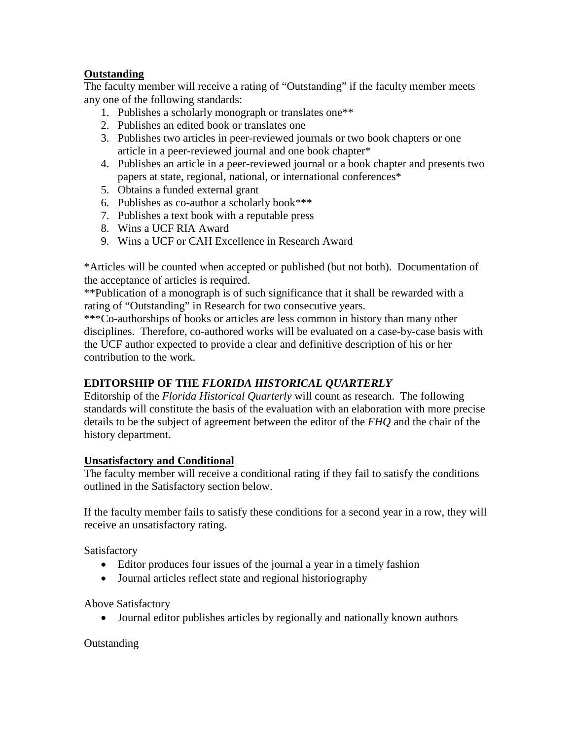**Outstanding**

The faculty member will receive a rating of "Outstanding" if the faculty member meets any one of the following standards:

1. Publishes a scholarly monograph or translates one**
2. Publishes an edited book or translates one
3. Publishes two articles in peer-reviewed journals or two book chapters or one article in a peer-reviewed journal and one book chapter*
4. Publishes an article in a peer-reviewed journal or a book chapter and presents two papers at state, regional, national, or international conferences*
5. Obtains a funded external grant
6. Publishes as co-author a scholarly book***
7. Publishes a text book with a reputable press
8. Wins a UCF RIA Award
9. Wins a UCF or CAH Excellence in Research Award

*Articles will be counted when accepted or published (but not both). Documentation of the acceptance of articles is required.

**Publication of a monograph is of such significance that it shall be rewarded with a rating of "Outstanding" in Research for two consecutive years.

***Co-authorships of books or articles are less common in history than many other disciplines. Therefore, co-authored works will be evaluated on a case-by-case basis with the UCF author expected to provide a clear and definitive description of his or her contribution to the work.

### EDITORSHIP OF THE *FLORIDA HISTORICAL QUARTERLY*

Editorship of the *Florida Historical Quarterly* will count as research. The following standards will constitute the basis of the evaluation with an elaboration with more precise details to be the subject of agreement between the editor of the *FHQ* and the chair of the history department.

**Unsatisfactory and Conditional**

The faculty member will receive a conditional rating if they fail to satisfy the conditions outlined in the Satisfactory section below.

If the faculty member fails to satisfy these conditions for a second year in a row, they will receive an unsatisfactory rating.

Satisfactory

- Editor produces four issues of the journal a year in a timely fashion
- Journal articles reflect state and regional historiography

Above Satisfactory

- Journal editor publishes articles by regionally and nationally known authors

Outstanding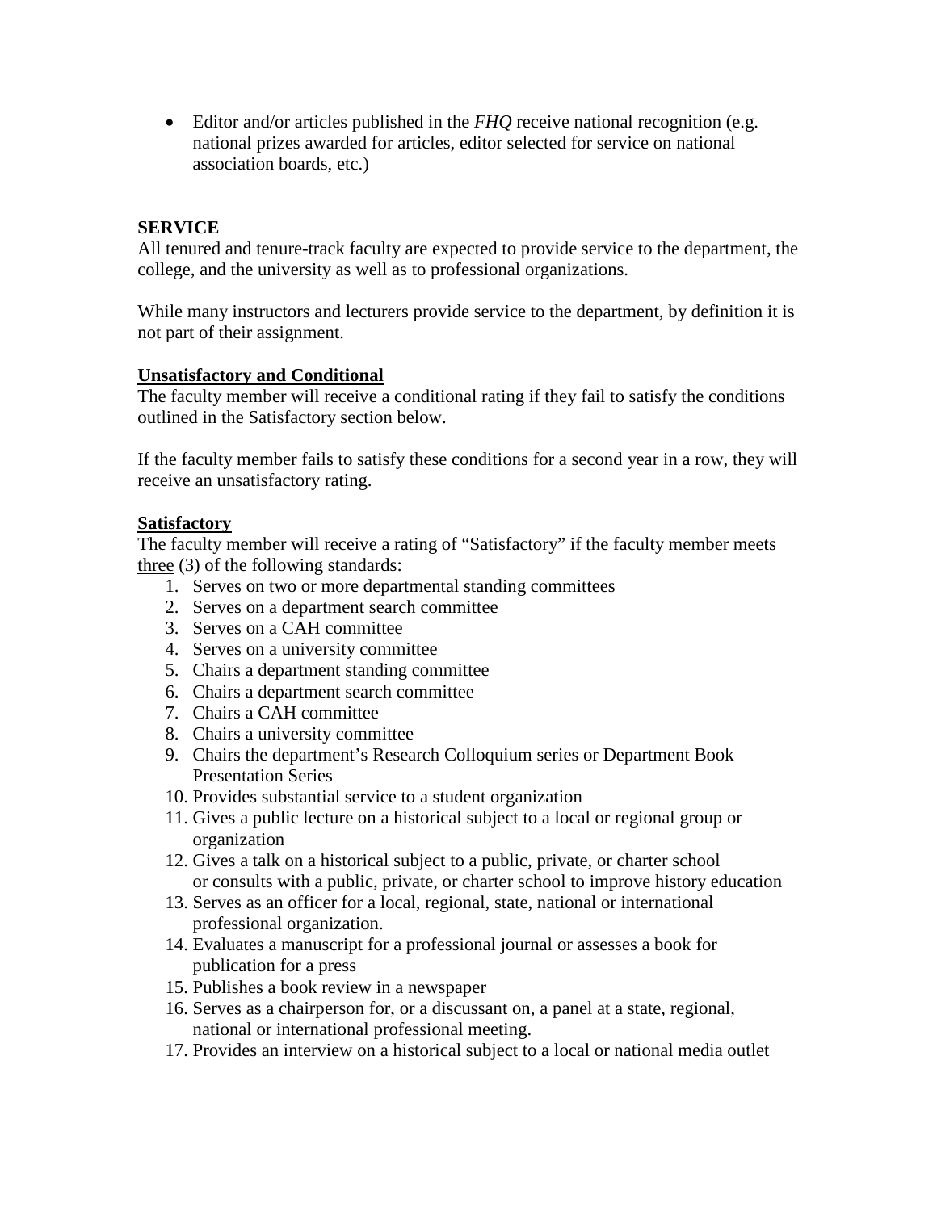- Editor and/or articles published in the *FHQ* receive national recognition (e.g. national prizes awarded for articles, editor selected for service on national association boards, etc.)

## SERVICE

All tenured and tenure-track faculty are expected to provide service to the department, the college, and the university as well as to professional organizations.

While many instructors and lecturers provide service to the department, by definition it is not part of their assignment.

### Unsatisfactory and Conditional

The faculty member will receive a conditional rating if they fail to satisfy the conditions outlined in the Satisfactory section below.

If the faculty member fails to satisfy these conditions for a second year in a row, they will receive an unsatisfactory rating.

### Satisfactory

The faculty member will receive a rating of "Satisfactory" if the faculty member meets three (3) of the following standards:

1. Serves on two or more departmental standing committees
2. Serves on a department search committee
3. Serves on a CAH committee
4. Serves on a university committee
5. Chairs a department standing committee
6. Chairs a department search committee
7. Chairs a CAH committee
8. Chairs a university committee
9. Chairs the department's Research Colloquium series or Department Book Presentation Series
10. Provides substantial service to a student organization
11. Gives a public lecture on a historical subject to a local or regional group or organization
12. Gives a talk on a historical subject to a public, private, or charter school or consults with a public, private, or charter school to improve history education
13. Serves as an officer for a local, regional, state, national or international professional organization.
14. Evaluates a manuscript for a professional journal or assesses a book for publication for a press
15. Publishes a book review in a newspaper
16. Serves as a chairperson for, or a discussant on, a panel at a state, regional, national or international professional meeting.
17. Provides an interview on a historical subject to a local or national media outlet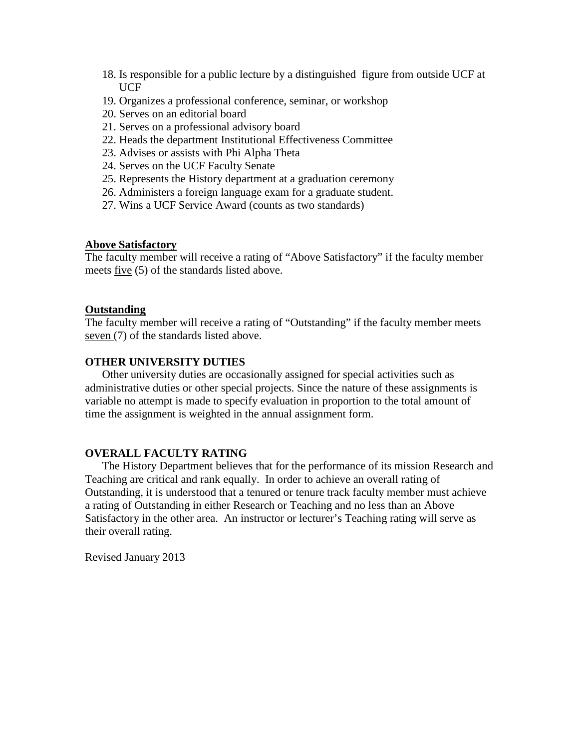18. Is responsible for a public lecture by a distinguished figure from outside UCF at UCF
19. Organizes a professional conference, seminar, or workshop
20. Serves on an editorial board
21. Serves on a professional advisory board
22. Heads the department Institutional Effectiveness Committee
23. Advises or assists with Phi Alpha Theta
24. Serves on the UCF Faculty Senate
25. Represents the History department at a graduation ceremony
26. Administers a foreign language exam for a graduate student.
27. Wins a UCF Service Award (counts as two standards)

**Above Satisfactory**

The faculty member will receive a rating of "Above Satisfactory" if the faculty member meets five (5) of the standards listed above.

**Outstanding**

The faculty member will receive a rating of "Outstanding" if the faculty member meets seven (7) of the standards listed above.

**OTHER UNIVERSITY DUTIES**

Other university duties are occasionally assigned for special activities such as administrative duties or other special projects. Since the nature of these assignments is variable no attempt is made to specify evaluation in proportion to the total amount of time the assignment is weighted in the annual assignment form.

**OVERALL FACULTY RATING**

The History Department believes that for the performance of its mission Research and Teaching are critical and rank equally. In order to achieve an overall rating of Outstanding, it is understood that a tenured or tenure track faculty member must achieve a rating of Outstanding in either Research or Teaching and no less than an Above Satisfactory in the other area. An instructor or lecturer's Teaching rating will serve as their overall rating.

Revised January 2013